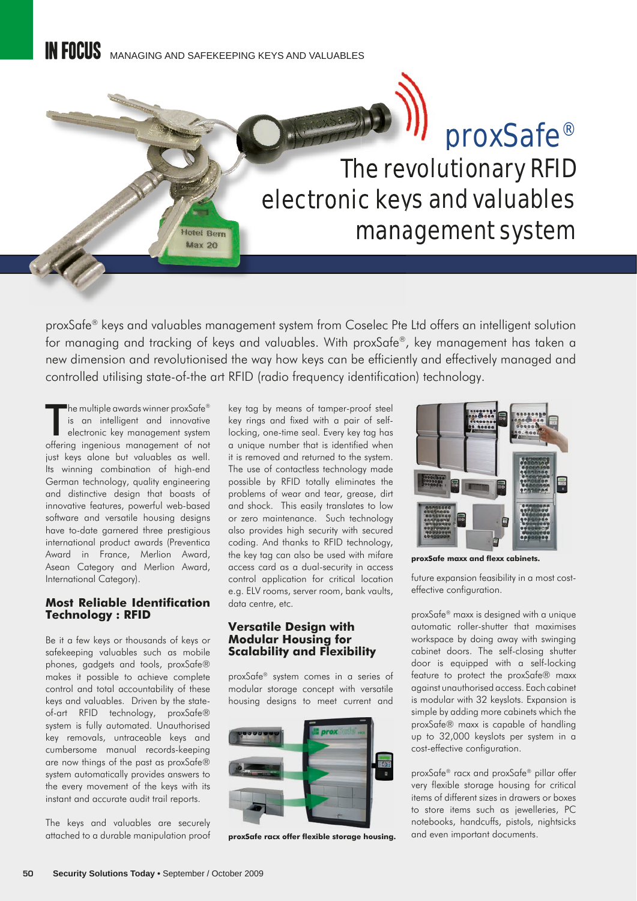# proxSafe®

## The revolutionary RFID electronic keys and valuables management system

proxSafe® keys and valuables management system from Coselec Pte Ltd offers an intelligent solution for managing and tracking of keys and valuables. With proxSafe®, key management has taken a new dimension and revolutionised the way how keys can be efficiently and effectively managed and controlled utilising state-of-the art RFID (radio frequency identification) technology.

The multiple awards winner proxSafe® is an intelligent and innovative electronic key management system offering ingenious management of not just keys alone but valuables as well. Its winning combination of high-end German technology, quality engineering and distinctive design that boasts of innovative features, powerful web-based software and versatile housing designs have to-date garnered three prestigious international product awards (Preventica Award in France, Merlion Award, Asean Category and Merlion Award, International Category).

### Most Reliable Identification Technology : RFID

Be it a few keys or thousands of keys or safekeeping valuables such as mobile phones, gadgets and tools, proxSafe® makes it possible to achieve complete control and total accountability of these keys and valuables. Driven by the state-of-art RFID technology, proxSafe® system is fully automated. Unauthorised key removals, untraceable keys and cumbersome manual records-keeping are now things of the past as proxSafe® system automatically provides answers to the every movement of the keys with its instant and accurate audit trail reports.

The keys and valuables are securely attached to a durable manipulation proof key tag by means of tamper-proof steel key rings and fixed with a pair of self-locking, one-time seal. Every key tag has a unique number that is identified when it is removed and returned to the system. The use of contactless technology made possible by RFID totally eliminates the problems of wear and tear, grease, dirt and shock. This easily translates to low or zero maintenance. Such technology also provides high security with secured coding. And thanks to RFID technology, the key tag can also be used with mifare access card as a dual-security in access control application for critical location e.g. ELV rooms, server room, bank vaults, data centre, etc.

### Versatile Design with Modular Housing for Scalability and Flexibility

proxSafe® system comes in a series of modular storage concept with versatile housing designs to meet current and future expansion feasibility in a most cost-effective configuration.

**proxSafe racx offer flexible storage housing.**

**proxSafe maxx and flexx cabinets.**

proxSafe® maxx is designed with a unique automatic roller-shutter that maximises workspace by doing away with swinging cabinet doors. The self-closing shutter door is equipped with a self-locking feature to protect the proxSafe® maxx against unauthorised access. Each cabinet is modular with 32 keyslots. Expansion is simple by adding more cabinets which the proxSafe® maxx is capable of handling up to 32,000 keyslots per system in a cost-effective configuration.

proxSafe® racx and proxSafe® pillar offer very flexible storage housing for critical items of different sizes in drawers or boxes to store items such as jewelleries, PC notebooks, handcuffs, pistols, nightsticks and even important documents.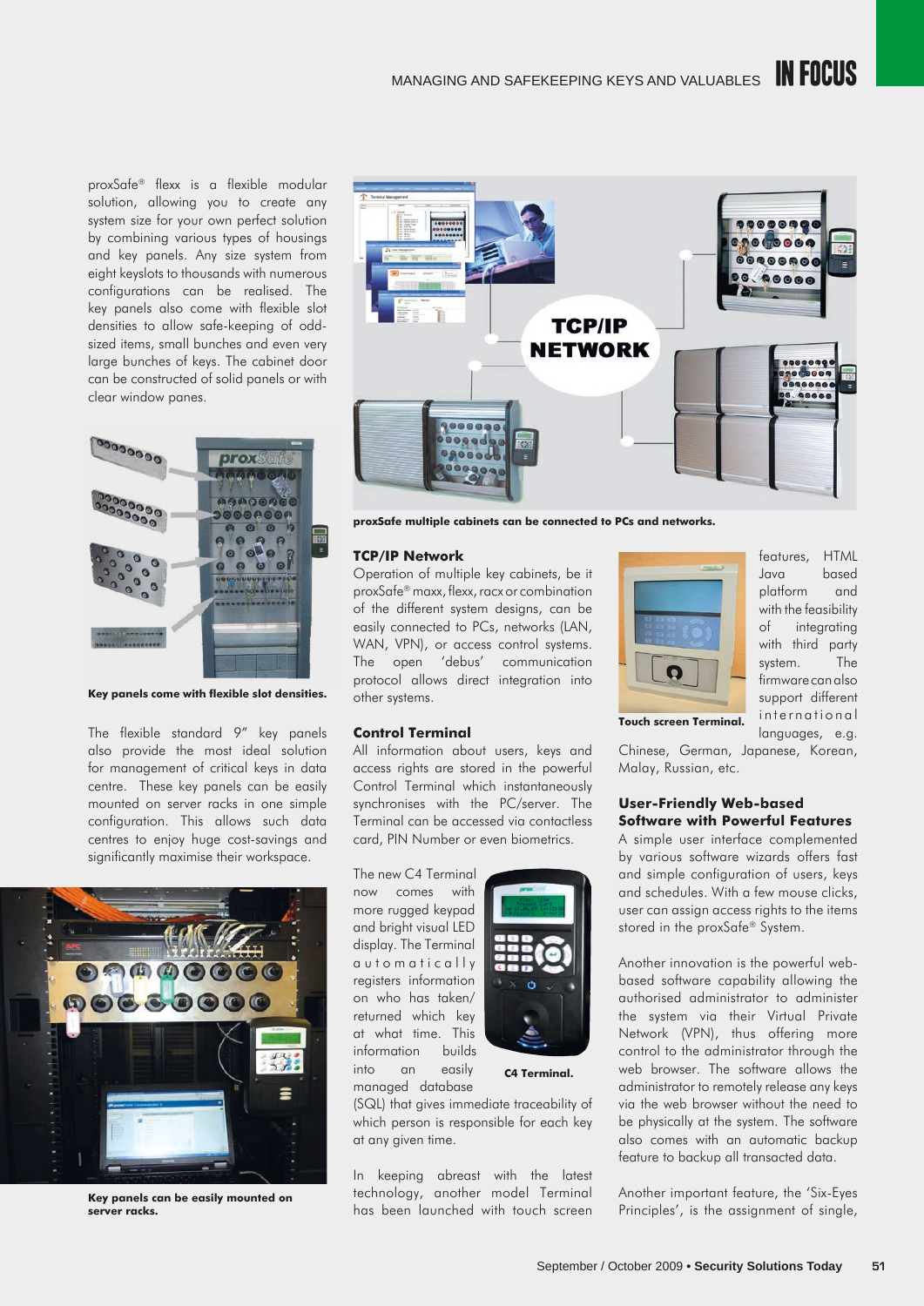proxSafe® flexx is a flexible modular solution, allowing you to create any system size for your own perfect solution by combining various types of housings and key panels. Any size system from eight keyslots to thousands with numerous configurations can be realised. The key panels also come with flexible slot densities to allow safe-keeping of odd-sized items, small bunches and even very large bunches of keys. The cabinet door can be constructed of solid panels or with clear window panes.

**Key panels come with flexible slot densities.**

The flexible standard 9" key panels also provide the most ideal solution for management of critical keys in data centre. These key panels can be easily mounted on server racks in one simple configuration. This allows such data centres to enjoy huge cost-savings and significantly maximise their workspace.

**Key panels can be easily mounted on server racks.**

**proxSafe multiple cabinets can be connected to PCs and networks.**

### TCP/IP Network

Operation of multiple key cabinets, be it proxSafe® maxx, flexx, racx or combination of the different system designs, can be easily connected to PCs, networks (LAN, WAN, VPN), or access control systems. The open 'debus' communication protocol allows direct integration into other systems.

### Control Terminal

All information about users, keys and access rights are stored in the powerful Control Terminal which instantaneously synchronises with the PC/server. The Terminal can be accessed via contactless card, PIN Number or even biometrics.

The new C4 Terminal now comes with more rugged keypad and bright visual LED display. The Terminal automatically registers information on who has taken/ returned which key at what time. This information builds into an easily managed database (SQL) that gives immediate traceability of which person is responsible for each key at any given time.

**C4 Terminal.**

In keeping abreast with the latest technology, another model Terminal has been launched with touch screen features, HTML Java based platform and with the feasibility of integrating with third party system. The firmware can also support different international languages, e.g. Chinese, German, Japanese, Korean, Malay, Russian, etc.

**Touch screen Terminal.**

### User-Friendly Web-based Software with Powerful Features

A simple user interface complemented by various software wizards offers fast and simple configuration of users, keys and schedules. With a few mouse clicks, user can assign access rights to the items stored in the proxSafe® System.

Another innovation is the powerful web-based software capability allowing the authorised administrator to administer the system via their Virtual Private Network (VPN), thus offering more control to the administrator through the web browser. The software allows the administrator to remotely release any keys via the web browser without the need to be physically at the system. The software also comes with an automatic backup feature to backup all transacted data.

Another important feature, the 'Six-Eyes Principles', is the assignment of single,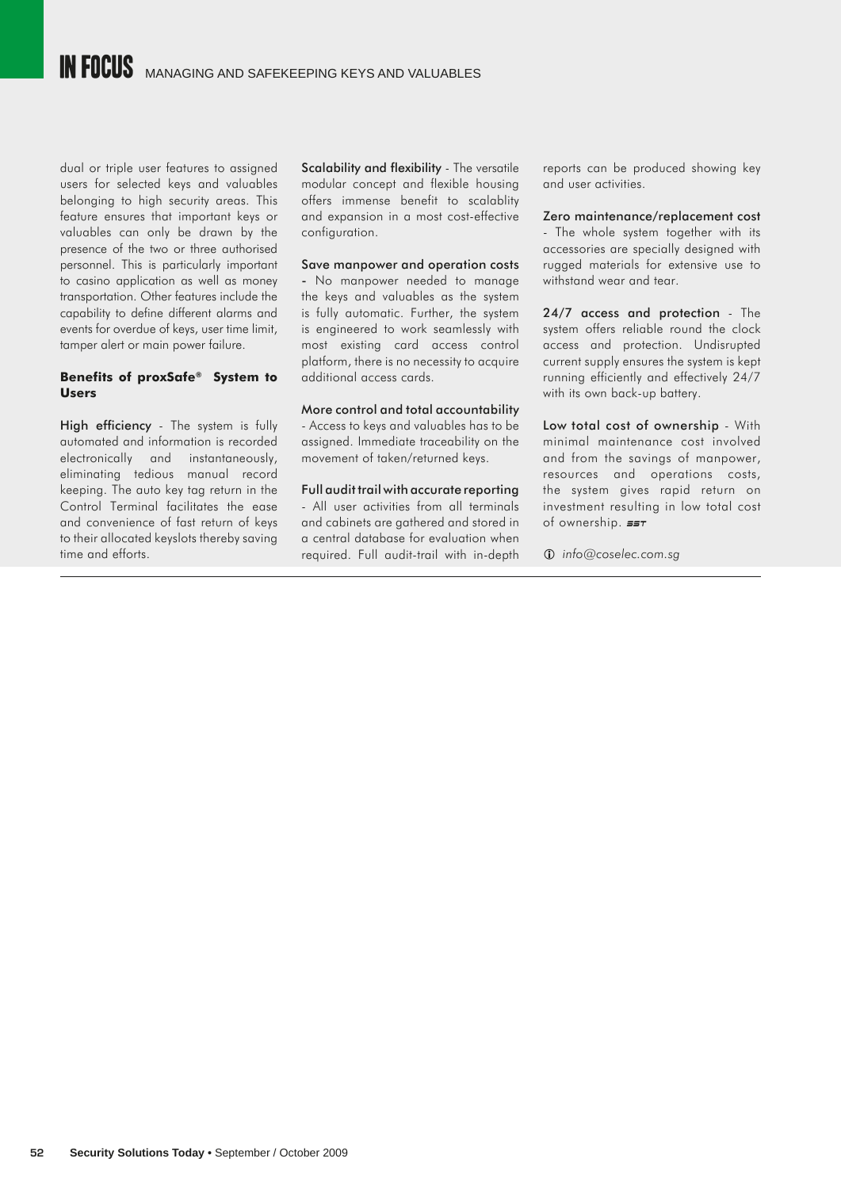dual or triple user features to assigned users for selected keys and valuables belonging to high security areas. This feature ensures that important keys or valuables can only be drawn by the presence of the two or three authorised personnel. This is particularly important to casino application as well as money transportation. Other features include the capability to define different alarms and events for overdue of keys, user time limit, tamper alert or main power failure.

**Benefits of proxSafe® System to Users**

High efficiency - The system is fully automated and information is recorded electronically and instantaneously, eliminating tedious manual record keeping. The auto key tag return in the Control Terminal facilitates the ease and convenience of fast return of keys to their allocated keyslots thereby saving time and efforts.

Scalability and flexibility - The versatile modular concept and flexible housing offers immense benefit to scalablity and expansion in a most cost-effective configuration.

Save manpower and operation costs - No manpower needed to manage the keys and valuables as the system is fully automatic. Further, the system is engineered to work seamlessly with most existing card access control platform, there is no necessity to acquire additional access cards.

More control and total accountability - Access to keys and valuables has to be assigned. Immediate traceability on the movement of taken/returned keys.

Full audit trail with accurate reporting - All user activities from all terminals and cabinets are gathered and stored in a central database for evaluation when required. Full audit-trail with in-depth reports can be produced showing key and user activities.

Zero maintenance/replacement cost - The whole system together with its accessories are specially designed with rugged materials for extensive use to withstand wear and tear.

24/7 access and protection - The system offers reliable round the clock access and protection. Undisrupted current supply ensures the system is kept running efficiently and effectively 24/7 with its own back-up battery.

Low total cost of ownership - With minimal maintenance cost involved and from the savings of manpower, resources and operations costs, the system gives rapid return on investment resulting in low total cost of ownership. SST

ⓘ *info@coselec.com.sg*